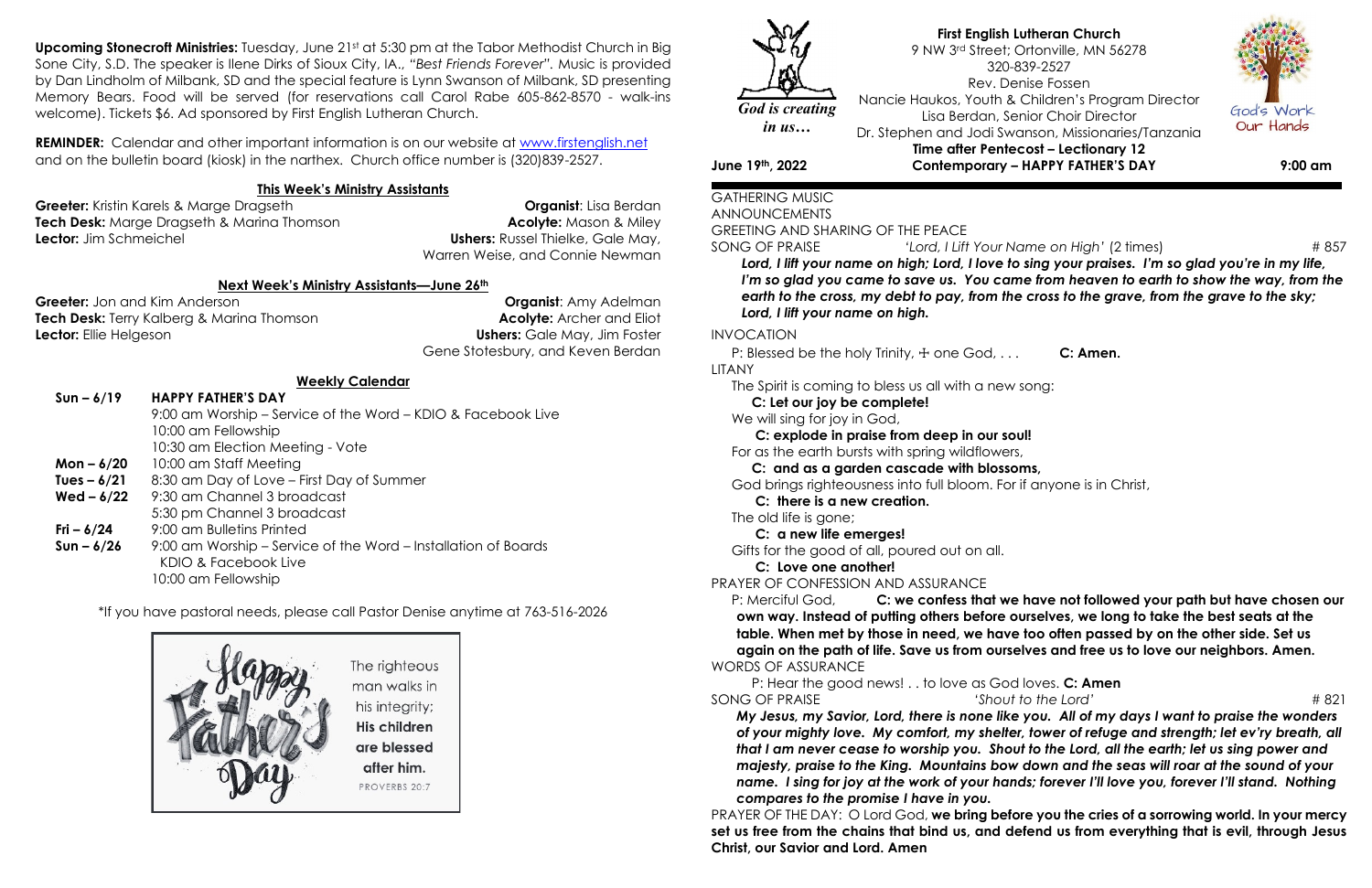**Upcoming Stonecroft Ministries:** Tuesday, June 21st at 5:30 pm at the Tabor Methodist Church in Big Sone City, S.D. The speaker is Ilene Dirks of Sioux City, IA., *"Best Friends Forever"*. Music is provided by Dan Lindholm of Milbank, SD and the special feature is Lynn Swanson of Milbank, SD presenting Memory Bears. Food will be served (for reservations call Carol Rabe 605-862-8570 - walk-ins welcome). Tickets $6. Ad sponsored by First English Lutheran Church.

**REMINDER:** Calendar and other important information is on our website at www.firstenglish.net and on the bulletin board (kiosk) in the narthex. Church office number is (320)839-2527.

## This Week's Ministry Assistants

**Greeter:** Kristin Karels & Marge Dragseth
**Organist**: Lisa Berdan
**Tech Desk:** Marge Dragseth & Marina Thomson
**Acolyte:** Mason & Miley
**Lector:** Jim Schmeichel
**Ushers:** Russel Thielke, Gale May, Warren Weise, and Connie Newman

## Next Week's Ministry Assistants—June 26th

**Greeter:** Jon and Kim Anderson
**Organist**: Amy Adelman
**Tech Desk:** Terry Kalberg & Marina Thomson
**Acolyte:** Archer and Eliot
**Lector:** Ellie Helgeson
**Ushers:** Gale May, Jim Foster Gene Stotesbury, and Keven Berdan

## Weekly Calendar

| | |
|---|---|
| **Sun – 6/19** | **HAPPY FATHER'S DAY** |
| | 9:00 am Worship – Service of the Word – KDIO & Facebook Live |
| | 10:00 am Fellowship |
| | 10:30 am Election Meeting - Vote |
| **Mon – 6/20** | 10:00 am Staff Meeting |
| **Tues – 6/21** | 8:30 am Day of Love – First Day of Summer |
| **Wed – 6/22** | 9:30 am Channel 3 broadcast |
| | 5:30 pm Channel 3 broadcast |
| **Fri – 6/24** | 9:00 am Bulletins Printed |
| **Sun – 6/26** | 9:00 am Worship – Service of the Word – Installation of Boards KDIO & Facebook Live |
| | 10:00 am Fellowship |

*If you have pastoral needs, please call Pastor Denise anytime at 763-516-2026

Happy Father's Day

The righteous man walks in his integrity; **His children are blessed after him.** PROVERBS 20:7

*God is creating in us…*

**First English Lutheran Church**
9 NW 3rd Street; Ortonville, MN 56278
320-839-2527
Rev. Denise Fossen
Nancie Haukos, Youth & Children's Program Director
Lisa Berdan, Senior Choir Director
Dr. Stephen and Jodi Swanson, Missionaries/Tanzania
**Time after Pentecost – Lectionary 12**

God's Work Our Hands

**June 19th, 2022** **Contemporary – HAPPY FATHER'S DAY** **9:00 am**

GATHERING MUSIC
ANNOUNCEMENTS
GREETING AND SHARING OF THE PEACE
SONG OF PRAISE *'Lord, I Lift Your Name on High'* (2 times) # 857

***Lord, I lift your name on high; Lord, I love to sing your praises. I'm so glad you're in my life, I'm so glad you came to save us. You came from heaven to earth to show the way, from the earth to the cross, my debt to pay, from the cross to the grave, from the grave to the sky; Lord, I lift your name on high.***

INVOCATION
P: Blessed be the holy Trinity, ☩ one God, . . . **C: Amen.**

LITANY
The Spirit is coming to bless us all with a new song:
**C: Let our joy be complete!**
We will sing for joy in God,
**C: explode in praise from deep in our soul!**
For as the earth bursts with spring wildflowers,
**C: and as a garden cascade with blossoms,**
God brings righteousness into full bloom. For if anyone is in Christ,
**C: there is a new creation.**
The old life is gone;
**C: a new life emerges!**
Gifts for the good of all, poured out on all.
**C: Love one another!**

PRAYER OF CONFESSION AND ASSURANCE
P: Merciful God, **C: we confess that we have not followed your path but have chosen our own way. Instead of putting others before ourselves, we long to take the best seats at the table. When met by those in need, we have too often passed by on the other side. Set us again on the path of life. Save us from ourselves and free us to love our neighbors. Amen.**

WORDS OF ASSURANCE
P: Hear the good news! . . to love as God loves. **C: Amen**

SONG OF PRAISE *'Shout to the Lord'* # 821

***My Jesus, my Savior, Lord, there is none like you. All of my days I want to praise the wonders of your mighty love. My comfort, my shelter, tower of refuge and strength; let ev'ry breath, all that I am never cease to worship you. Shout to the Lord, all the earth; let us sing power and majesty, praise to the King. Mountains bow down and the seas will roar at the sound of your name. I sing for joy at the work of your hands; forever I'll love you, forever I'll stand. Nothing compares to the promise I have in you.***

PRAYER OF THE DAY: O Lord God, **we bring before you the cries of a sorrowing world. In your mercy set us free from the chains that bind us, and defend us from everything that is evil, through Jesus Christ, our Savior and Lord. Amen**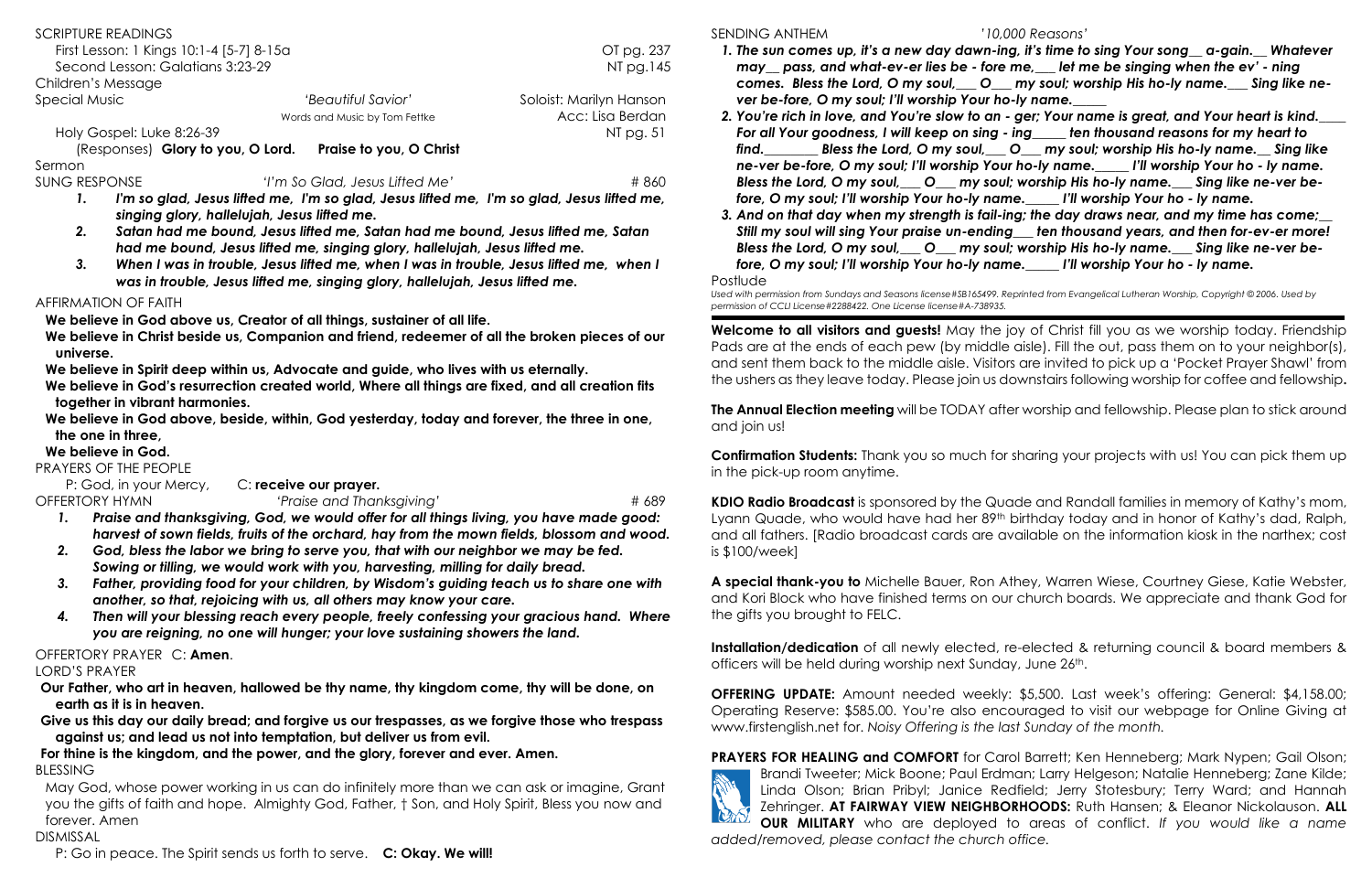SCRIPTURE READINGS

First Lesson: 1 Kings 10:1-4 [5-7] 8-15a — OT pg. 237

Second Lesson: Galatians 3:23-29 — NT pg.145

Children's Message

Special Music — *'Beautiful Savior'* — Soloist: Marilyn Hanson

Words and Music by Tom Fettke — Acc: Lisa Berdan

Holy Gospel: Luke 8:26-39 — NT pg. 51

(Responses) **Glory to you, O Lord.** **Praise to you, O Christ**

Sermon

SUNG RESPONSE — *'I'm So Glad, Jesus Lifted Me'* — # 860

1. ***I'm so glad, Jesus lifted me, I'm so glad, Jesus lifted me, I'm so glad, Jesus lifted me, singing glory, hallelujah, Jesus lifted me.***
2. ***Satan had me bound, Jesus lifted me, Satan had me bound, Jesus lifted me, Satan had me bound, Jesus lifted me, singing glory, hallelujah, Jesus lifted me.***
3. ***When I was in trouble, Jesus lifted me, when I was in trouble, Jesus lifted me, when I was in trouble, Jesus lifted me, singing glory, hallelujah, Jesus lifted me.***

AFFIRMATION OF FAITH

**We believe in God above us, Creator of all things, sustainer of all life.**

**We believe in Christ beside us, Companion and friend, redeemer of all the broken pieces of our universe.**

**We believe in Spirit deep within us, Advocate and guide, who lives with us eternally.**

**We believe in God's resurrection created world, Where all things are fixed, and all creation fits together in vibrant harmonies.**

**We believe in God above, beside, within, God yesterday, today and forever, the three in one, the one in three,**

**We believe in God.**

PRAYERS OF THE PEOPLE

P: God, in your Mercy, C: **receive our prayer.**

OFFERTORY HYMN — *'Praise and Thanksgiving'* — # 689

1. ***Praise and thanksgiving, God, we would offer for all things living, you have made good: harvest of sown fields, fruits of the orchard, hay from the mown fields, blossom and wood.***
2. ***God, bless the labor we bring to serve you, that with our neighbor we may be fed. Sowing or tilling, we would work with you, harvesting, milling for daily bread.***
3. ***Father, providing food for your children, by Wisdom's guiding teach us to share one with another, so that, rejoicing with us, all others may know your care.***
4. ***Then will your blessing reach every people, freely confessing your gracious hand. Where you are reigning, no one will hunger; your love sustaining showers the land.***

OFFERTORY PRAYER C: **Amen**.

LORD'S PRAYER

**Our Father, who art in heaven, hallowed be thy name, thy kingdom come, thy will be done, on earth as it is in heaven.**

**Give us this day our daily bread; and forgive us our trespasses, as we forgive those who trespass against us; and lead us not into temptation, but deliver us from evil.**

**For thine is the kingdom, and the power, and the glory, forever and ever. Amen.**

BLESSING

May God, whose power working in us can do infinitely more than we can ask or imagine, Grant you the gifts of faith and hope. Almighty God, Father, † Son, and Holy Spirit, Bless you now and forever. Amen

DISMISSAL

P: Go in peace. The Spirit sends us forth to serve. **C: Okay. We will!**

SENDING ANTHEM — *'10,000 Reasons'*

1. ***The sun comes up, it's a new day dawn-ing, it's time to sing Your song__ a-gain.__ Whatever may__ pass, and what-ev-er lies be - fore me,___ let me be singing when the ev' - ning comes. Bless the Lord, O my soul,___ O___ my soul; worship His ho-ly name.___ Sing like ne-ver be-fore, O my soul; I'll worship Your ho-ly name._____***
2. ***You're rich in love, and You're slow to an - ger; Your name is great, and Your heart is kind.____ For all Your goodness, I will keep on sing - ing_____ ten thousand reasons for my heart to find.________ Bless the Lord, O my soul,___ O___ my soul; worship His ho-ly name.__ Sing like ne-ver be-fore, O my soul; I'll worship Your ho-ly name._____ I'll worship Your ho - ly name. Bless the Lord, O my soul,___ O___ my soul; worship His ho-ly name.___ Sing like ne-ver be-fore, O my soul; I'll worship Your ho-ly name._____ I'll worship Your ho - ly name.***
3. ***And on that day when my strength is fail-ing; the day draws near, and my time has come;__ Still my soul will sing Your praise un-ending___ ten thousand years, and then for-ev-er more! Bless the Lord, O my soul,___ O___ my soul; worship His ho-ly name.___ Sing like ne-ver be-fore, O my soul; I'll worship Your ho-ly name._____ I'll worship Your ho - ly name.***

Postlude

*Used with permission from Sundays and Seasons license#SB165499. Reprinted from Evangelical Lutheran Worship, Copyright © 2006. Used by permission of CCLI License#2288422. One License license#A-738935.*

**Welcome to all visitors and guests!** May the joy of Christ fill you as we worship today. Friendship Pads are at the ends of each pew (by middle aisle). Fill the out, pass them on to your neighbor(s), and sent them back to the middle aisle. Visitors are invited to pick up a 'Pocket Prayer Shawl' from the ushers as they leave today. Please join us downstairs following worship for coffee and fellowship**.**

**The Annual Election meeting** will be TODAY after worship and fellowship. Please plan to stick around and join us!

**Confirmation Students:** Thank you so much for sharing your projects with us! You can pick them up in the pick-up room anytime.

**KDIO Radio Broadcast** is sponsored by the Quade and Randall families in memory of Kathy's mom, Lyann Quade, who would have had her 89th birthday today and in honor of Kathy's dad, Ralph, and all fathers. [Radio broadcast cards are available on the information kiosk in the narthex; cost is $100/week]

**A special thank-you to** Michelle Bauer, Ron Athey, Warren Wiese, Courtney Giese, Katie Webster, and Kori Block who have finished terms on our church boards. We appreciate and thank God for the gifts you brought to FELC.

**Installation/dedication** of all newly elected, re-elected & returning council & board members & officers will be held during worship next Sunday, June 26th.

**OFFERING UPDATE:** Amount needed weekly: $5,500. Last week's offering: General: $4,158.00; Operating Reserve: $585.00. You're also encouraged to visit our webpage for Online Giving at www.firstenglish.net for. *Noisy Offering is the last Sunday of the month.*

**PRAYERS FOR HEALING and COMFORT** for Carol Barrett; Ken Henneberg; Mark Nypen; Gail Olson; Brandi Tweeter; Mick Boone; Paul Erdman; Larry Helgeson; Natalie Henneberg; Zane Kilde; Linda Olson; Brian Pribyl; Janice Redfield; Jerry Stotesbury; Terry Ward; and Hannah Zehringer. **AT FAIRWAY VIEW NEIGHBORHOODS:** Ruth Hansen; & Eleanor Nickolauson. **ALL OUR MILITARY** who are deployed to areas of conflict. *If you would like a name added/removed, please contact the church office.*